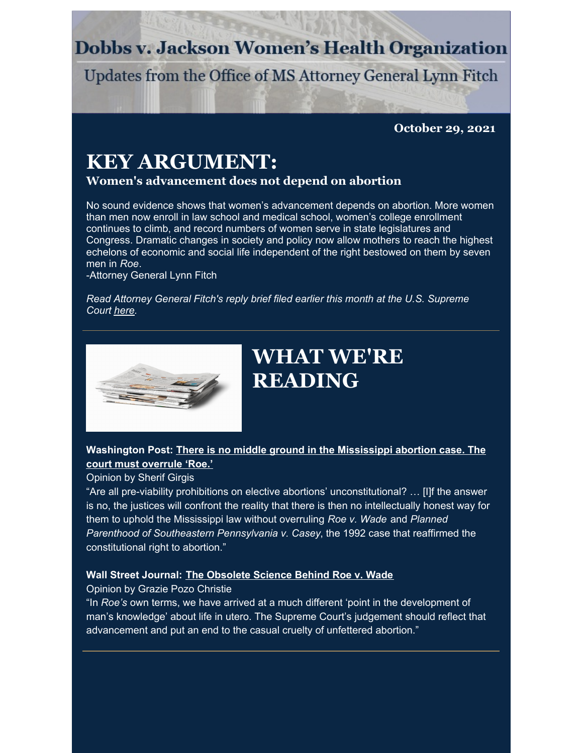# Dobbs v. Jackson Women's Health Organization

Updates from the Office of MS Attorney General Lynn Fitch

**October 29, 2021**

# KEY ARGUMENT:

### Women's advancement does not depend on abortion

No sound evidence shows that women's advancement depends on abortion. More women than men now enroll in law school and medical school, women's college enrollment continues to climb, and record numbers of women serve in state legislatures and Congress. Dramatic changes in society and policy now allow mothers to reach the highest echelons of economic and social life independent of the right bestowed on them by seven men in *Roe*.

-Attorney General Lynn Fitch

*Read Attorney General Fitch's reply brief filed earlier this month at the U.S. Supreme Court here.*

# WHAT WE'RE READING

**Washington Post: There is no middle ground in the Mississippi abortion case. The court must overrule 'Roe.'**

Opinion by Sherif Girgis

"Are all pre-viability prohibitions on elective abortions' unconstitutional? … [I]f the answer is no, the justices will confront the reality that there is then no intellectually honest way for them to uphold the Mississippi law without overruling *Roe v. Wade* and *Planned Parenthood of Southeastern Pennsylvania v. Casey*, the 1992 case that reaffirmed the constitutional right to abortion."

**Wall Street Journal: The Obsolete Science Behind Roe v. Wade**

Opinion by Grazie Pozo Christie

"In *Roe's* own terms, we have arrived at a much different 'point in the development of man's knowledge' about life in utero. The Supreme Court's judgement should reflect that advancement and put an end to the casual cruelty of unfettered abortion."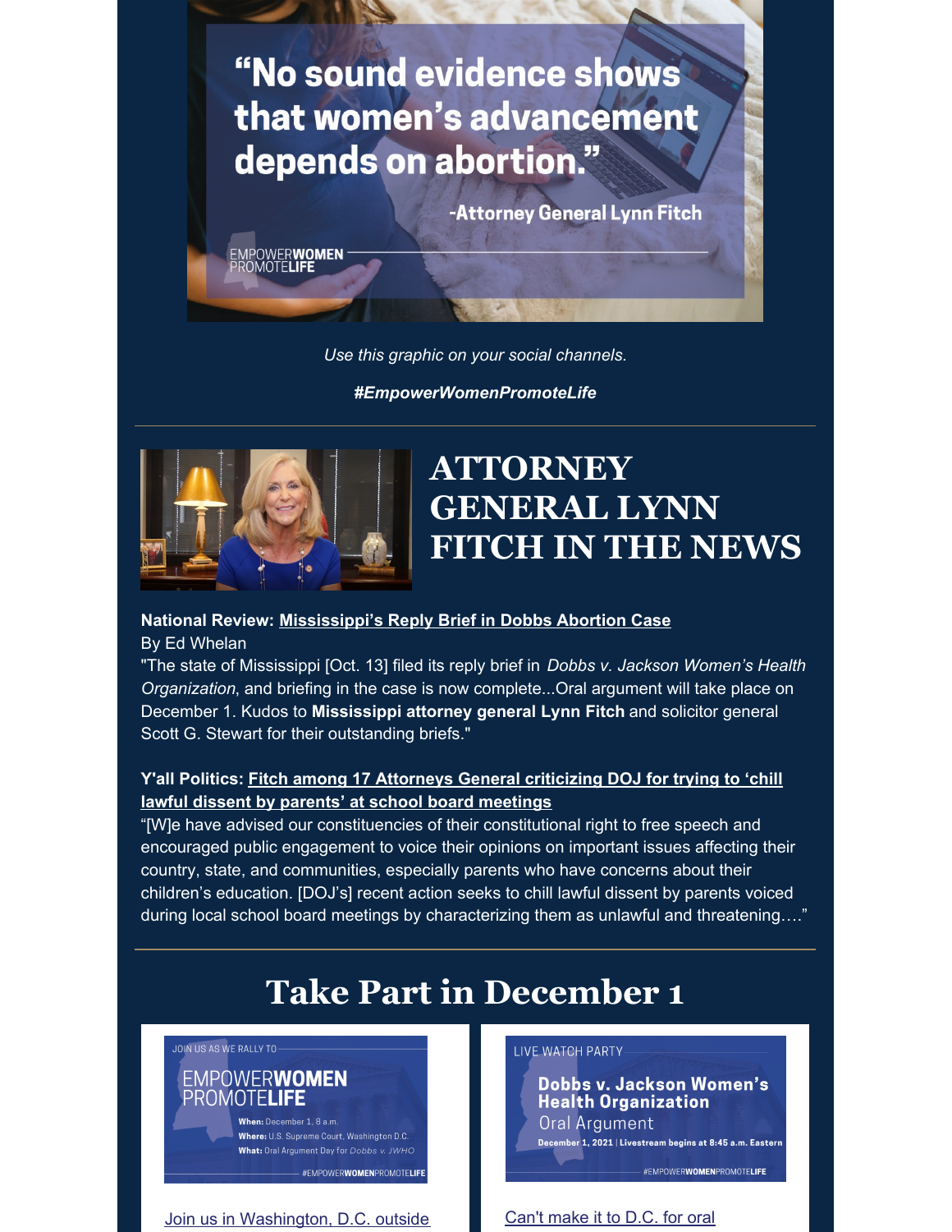"No sound evidence shows that women's advancement depends on abortion."

-Attorney General Lynn Fitch

EMPOWERWOMEN PROMOTELIFE

*Use this graphic on your social channels.*

***#EmpowerWomenPromoteLife***

---

# ATTORNEY GENERAL LYNN FITCH IN THE NEWS

**National Review: Mississippi's Reply Brief in Dobbs Abortion Case**
By Ed Whelan
"The state of Mississippi [Oct. 13] filed its reply brief in *Dobbs v. Jackson Women's Health Organization*, and briefing in the case is now complete...Oral argument will take place on December 1. Kudos to **Mississippi attorney general Lynn Fitch** and solicitor general Scott G. Stewart for their outstanding briefs."

**Y'all Politics: Fitch among 17 Attorneys General criticizing DOJ for trying to 'chill lawful dissent by parents' at school board meetings**
"[W]e have advised our constituencies of their constitutional right to free speech and encouraged public engagement to voice their opinions on important issues affecting their country, state, and communities, especially parents who have concerns about their children's education. [DOJ's] recent action seeks to chill lawful dissent by parents voiced during local school board meetings by characterizing them as unlawful and threatening…."

---

# Take Part in December 1

JOIN US AS WE RALLY TO

EMPOWERWOMEN PROMOTELIFE

**When:** December 1, 8 a.m.
**Where:** U.S. Supreme Court, Washington D.C.
**What:** Oral Argument Day for *Dobbs v. JWHO*

#EMPOWERWOMENPROMOTELIFE

Join us in Washington, D.C. outside

LIVE WATCH PARTY

**Dobbs v. Jackson Women's Health Organization**
Oral Argument

**December 1, 2021 | Livestream begins at 8:45 a.m. Eastern**

#EMPOWERWOMENPROMOTELIFE

Can't make it to D.C. for oral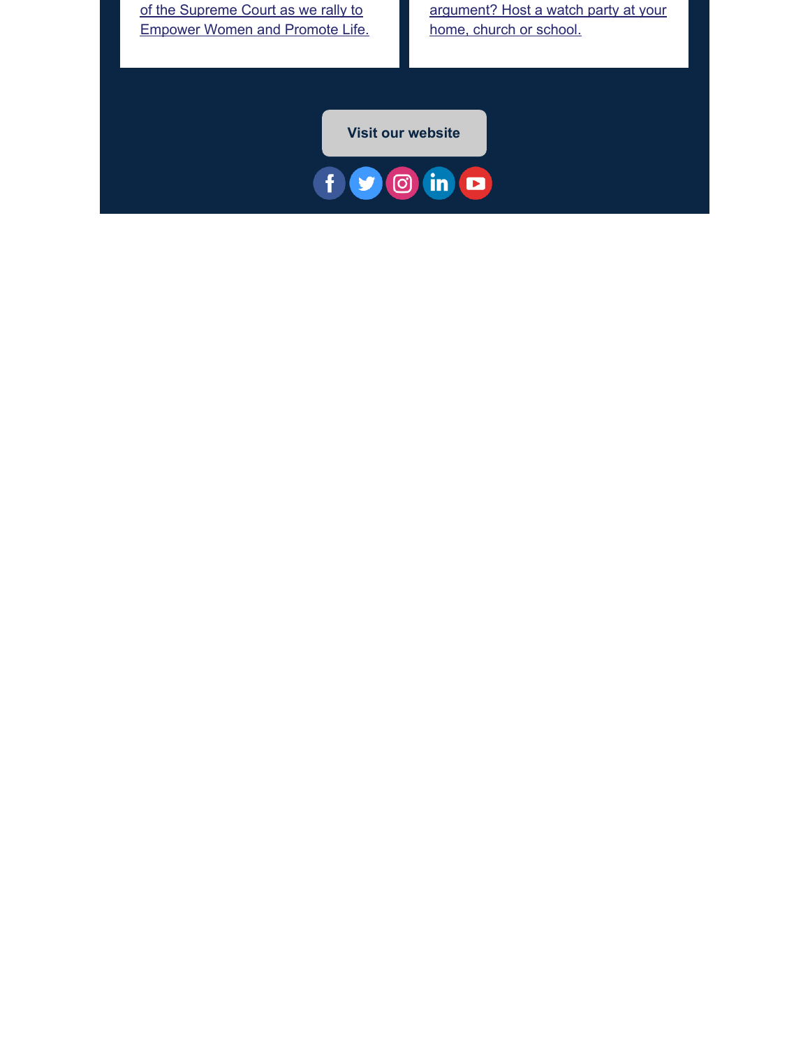of the Supreme Court as we rally to Empower Women and Promote Life.

argument? Host a watch party at your home, church or school.

Visit our website